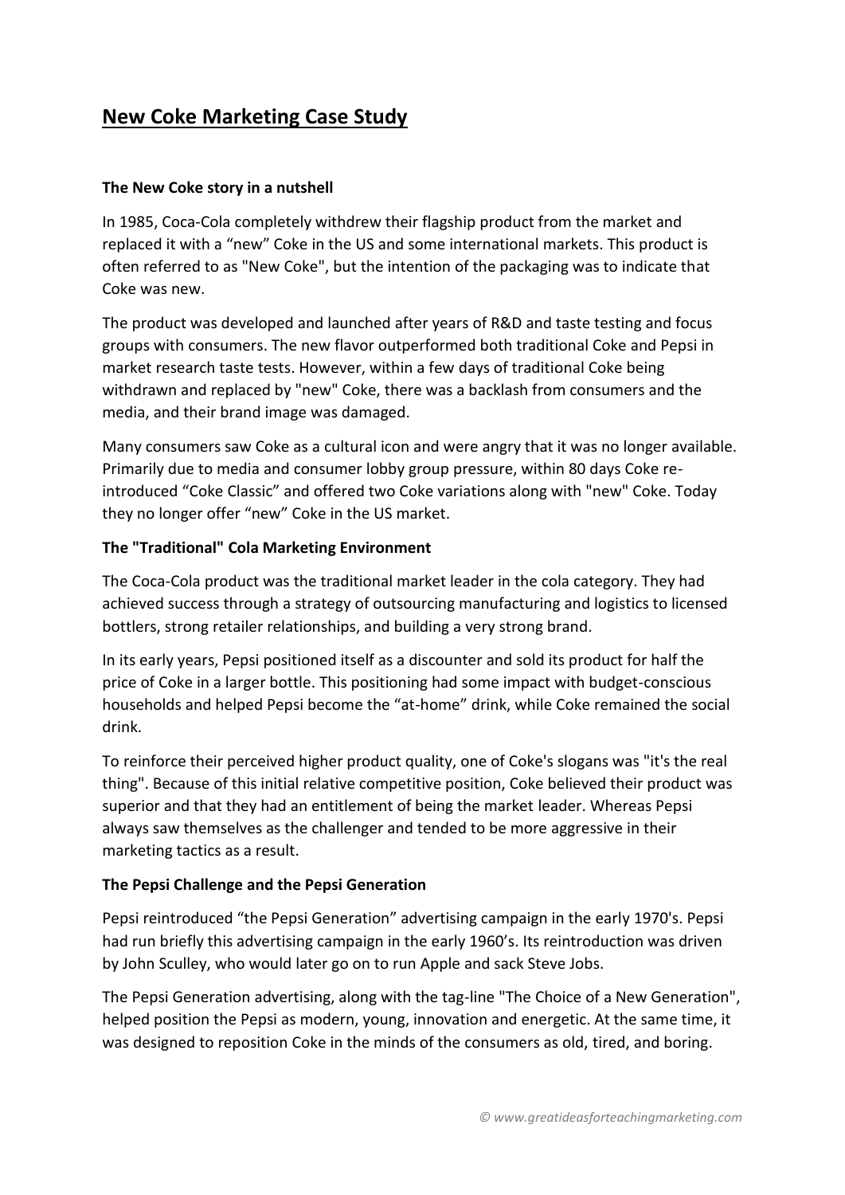# New Coke Marketing Case Study

### The New Coke story in a nutshell

In 1985, Coca-Cola completely withdrew their flagship product from the market and replaced it with a "new" Coke in the US and some international markets. This product is often referred to as "New Coke", but the intention of the packaging was to indicate that Coke was new.

The product was developed and launched after years of R&D and taste testing and focus groups with consumers. The new flavor outperformed both traditional Coke and Pepsi in market research taste tests. However, within a few days of traditional Coke being withdrawn and replaced by "new" Coke, there was a backlash from consumers and the media, and their brand image was damaged.

Many consumers saw Coke as a cultural icon and were angry that it was no longer available. Primarily due to media and consumer lobby group pressure, within 80 days Coke re-introduced "Coke Classic" and offered two Coke variations along with "new" Coke. Today they no longer offer "new" Coke in the US market.

### The "Traditional" Cola Marketing Environment

The Coca-Cola product was the traditional market leader in the cola category. They had achieved success through a strategy of outsourcing manufacturing and logistics to licensed bottlers, strong retailer relationships, and building a very strong brand.

In its early years, Pepsi positioned itself as a discounter and sold its product for half the price of Coke in a larger bottle. This positioning had some impact with budget-conscious households and helped Pepsi become the "at-home" drink, while Coke remained the social drink.

To reinforce their perceived higher product quality, one of Coke's slogans was "it's the real thing". Because of this initial relative competitive position, Coke believed their product was superior and that they had an entitlement of being the market leader. Whereas Pepsi always saw themselves as the challenger and tended to be more aggressive in their marketing tactics as a result.

### The Pepsi Challenge and the Pepsi Generation

Pepsi reintroduced "the Pepsi Generation" advertising campaign in the early 1970's. Pepsi had run briefly this advertising campaign in the early 1960's. Its reintroduction was driven by John Sculley, who would later go on to run Apple and sack Steve Jobs.

The Pepsi Generation advertising, along with the tag-line "The Choice of a New Generation", helped position the Pepsi as modern, young, innovation and energetic. At the same time, it was designed to reposition Coke in the minds of the consumers as old, tired, and boring.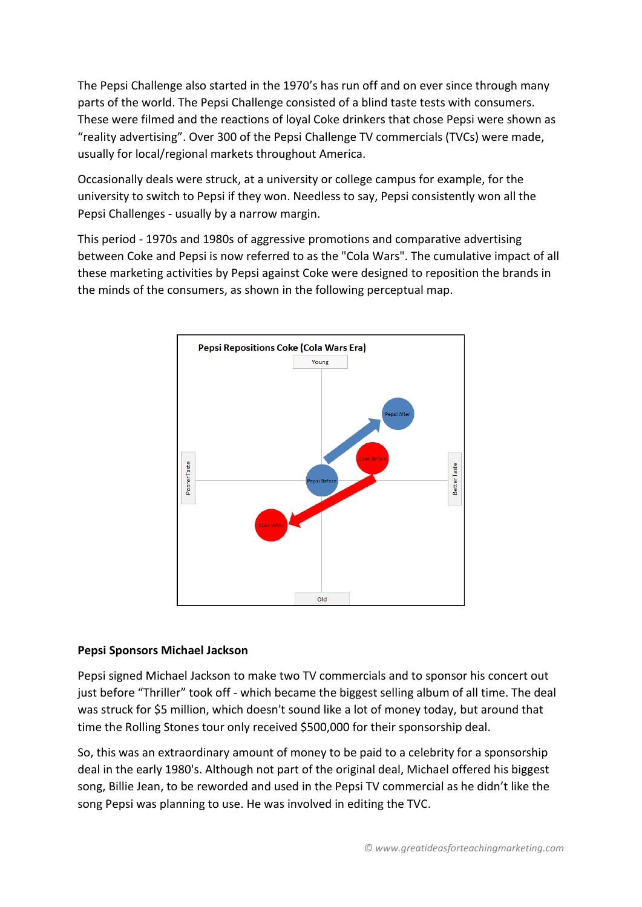The Pepsi Challenge also started in the 1970's has run off and on ever since through many parts of the world. The Pepsi Challenge consisted of a blind taste tests with consumers. These were filmed and the reactions of loyal Coke drinkers that chose Pepsi were shown as "reality advertising". Over 300 of the Pepsi Challenge TV commercials (TVCs) were made, usually for local/regional markets throughout America.

Occasionally deals were struck, at a university or college campus for example, for the university to switch to Pepsi if they won. Needless to say, Pepsi consistently won all the Pepsi Challenges - usually by a narrow margin.

This period - 1970s and 1980s of aggressive promotions and comparative advertising between Coke and Pepsi is now referred to as the "Cola Wars". The cumulative impact of all these marketing activities by Pepsi against Coke were designed to reposition the brands in the minds of the consumers, as shown in the following perceptual map.

Pepsi Repositions Coke (Cola Wars Era)

Young

Poorer Taste

Better Taste

Old

Pepsi After

Coke Before

Pepsi Before

Coke After

### Pepsi Sponsors Michael Jackson

Pepsi signed Michael Jackson to make two TV commercials and to sponsor his concert out just before "Thriller" took off - which became the biggest selling album of all time. The deal was struck for $5 million, which doesn't sound like a lot of money today, but around that time the Rolling Stones tour only received $500,000 for their sponsorship deal.

So, this was an extraordinary amount of money to be paid to a celebrity for a sponsorship deal in the early 1980's. Although not part of the original deal, Michael offered his biggest song, Billie Jean, to be reworded and used in the Pepsi TV commercial as he didn't like the song Pepsi was planning to use. He was involved in editing the TVC.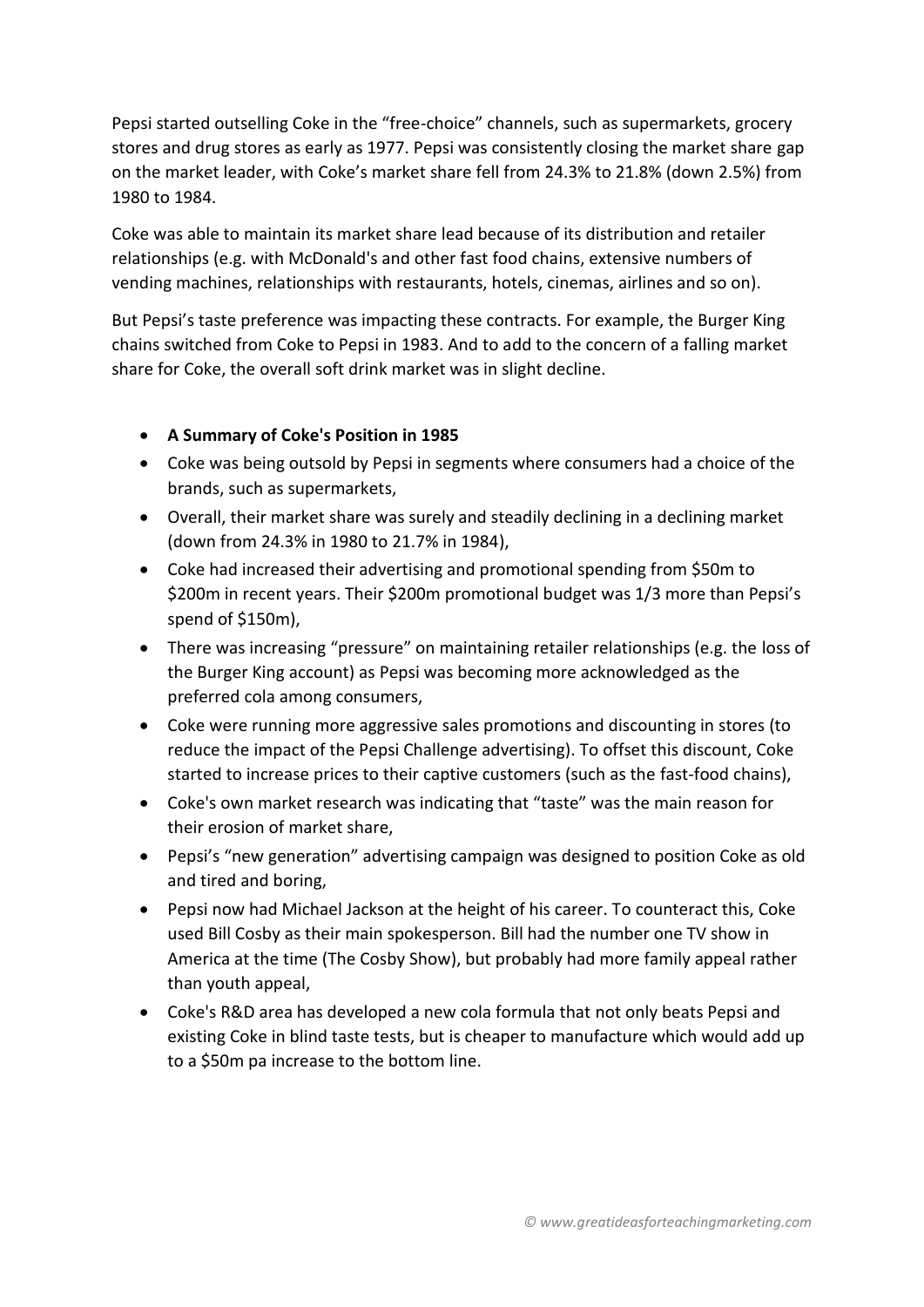Pepsi started outselling Coke in the "free-choice" channels, such as supermarkets, grocery stores and drug stores as early as 1977. Pepsi was consistently closing the market share gap on the market leader, with Coke's market share fell from 24.3% to 21.8% (down 2.5%) from 1980 to 1984.

Coke was able to maintain its market share lead because of its distribution and retailer relationships (e.g. with McDonald's and other fast food chains, extensive numbers of vending machines, relationships with restaurants, hotels, cinemas, airlines and so on).

But Pepsi's taste preference was impacting these contracts. For example, the Burger King chains switched from Coke to Pepsi in 1983. And to add to the concern of a falling market share for Coke, the overall soft drink market was in slight decline.

- **A Summary of Coke's Position in 1985**
- Coke was being outsold by Pepsi in segments where consumers had a choice of the brands, such as supermarkets,
- Overall, their market share was surely and steadily declining in a declining market (down from 24.3% in 1980 to 21.7% in 1984),
- Coke had increased their advertising and promotional spending from $50m to $200m in recent years. Their $200m promotional budget was 1/3 more than Pepsi's spend of $150m),
- There was increasing "pressure" on maintaining retailer relationships (e.g. the loss of the Burger King account) as Pepsi was becoming more acknowledged as the preferred cola among consumers,
- Coke were running more aggressive sales promotions and discounting in stores (to reduce the impact of the Pepsi Challenge advertising). To offset this discount, Coke started to increase prices to their captive customers (such as the fast-food chains),
- Coke's own market research was indicating that "taste" was the main reason for their erosion of market share,
- Pepsi's "new generation" advertising campaign was designed to position Coke as old and tired and boring,
- Pepsi now had Michael Jackson at the height of his career. To counteract this, Coke used Bill Cosby as their main spokesperson. Bill had the number one TV show in America at the time (The Cosby Show), but probably had more family appeal rather than youth appeal,
- Coke's R&D area has developed a new cola formula that not only beats Pepsi and existing Coke in blind taste tests, but is cheaper to manufacture which would add up to a $50m pa increase to the bottom line.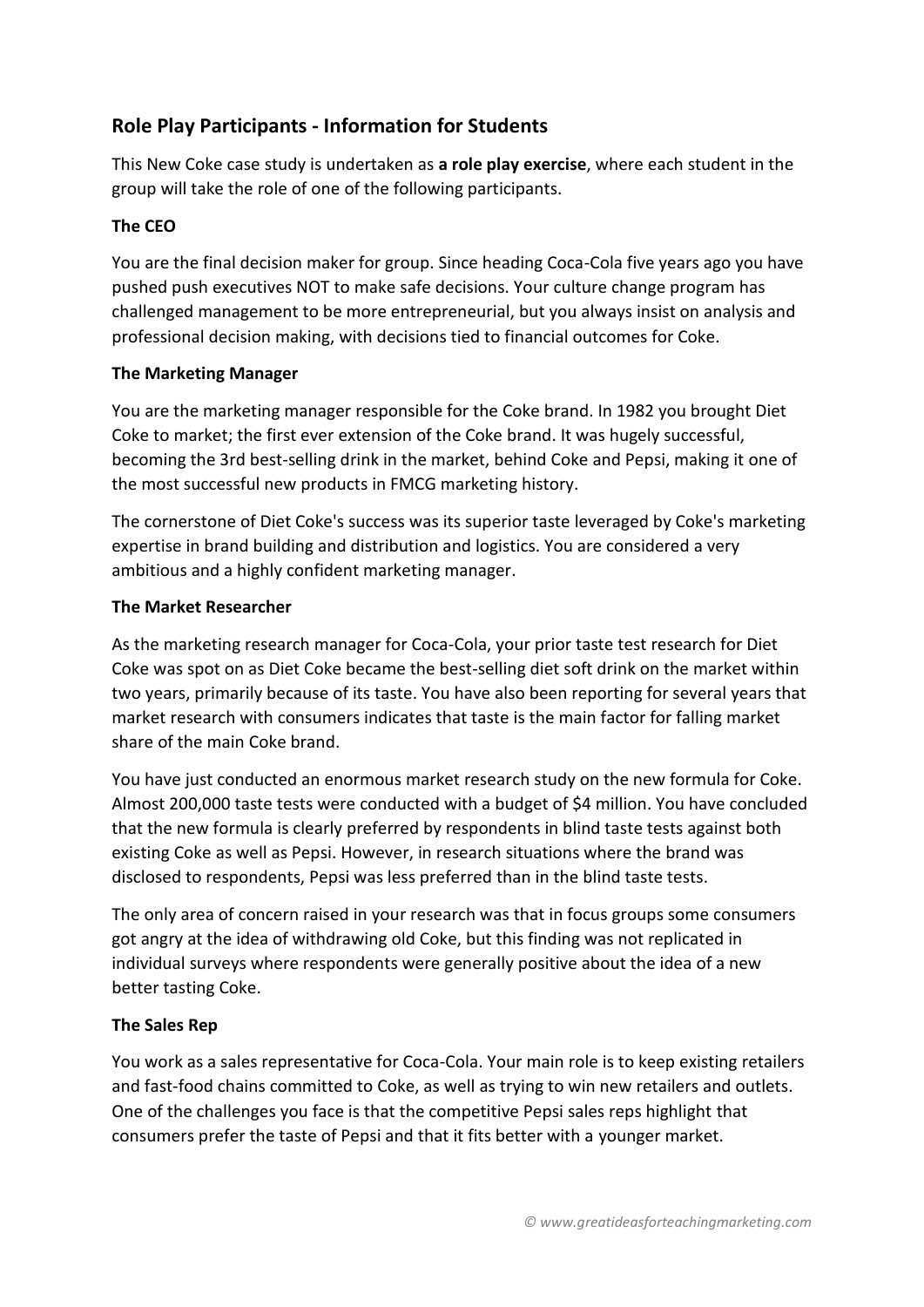## Role Play Participants - Information for Students

This New Coke case study is undertaken as **a role play exercise**, where each student in the group will take the role of one of the following participants.

### The CEO

You are the final decision maker for group. Since heading Coca-Cola five years ago you have pushed push executives NOT to make safe decisions. Your culture change program has challenged management to be more entrepreneurial, but you always insist on analysis and professional decision making, with decisions tied to financial outcomes for Coke.

### The Marketing Manager

You are the marketing manager responsible for the Coke brand. In 1982 you brought Diet Coke to market; the first ever extension of the Coke brand. It was hugely successful, becoming the 3rd best-selling drink in the market, behind Coke and Pepsi, making it one of the most successful new products in FMCG marketing history.

The cornerstone of Diet Coke's success was its superior taste leveraged by Coke's marketing expertise in brand building and distribution and logistics. You are considered a very ambitious and a highly confident marketing manager.

### The Market Researcher

As the marketing research manager for Coca-Cola, your prior taste test research for Diet Coke was spot on as Diet Coke became the best-selling diet soft drink on the market within two years, primarily because of its taste. You have also been reporting for several years that market research with consumers indicates that taste is the main factor for falling market share of the main Coke brand.

You have just conducted an enormous market research study on the new formula for Coke. Almost 200,000 taste tests were conducted with a budget of $4 million. You have concluded that the new formula is clearly preferred by respondents in blind taste tests against both existing Coke as well as Pepsi. However, in research situations where the brand was disclosed to respondents, Pepsi was less preferred than in the blind taste tests.

The only area of concern raised in your research was that in focus groups some consumers got angry at the idea of withdrawing old Coke, but this finding was not replicated in individual surveys where respondents were generally positive about the idea of a new better tasting Coke.

### The Sales Rep

You work as a sales representative for Coca-Cola. Your main role is to keep existing retailers and fast-food chains committed to Coke, as well as trying to win new retailers and outlets. One of the challenges you face is that the competitive Pepsi sales reps highlight that consumers prefer the taste of Pepsi and that it fits better with a younger market.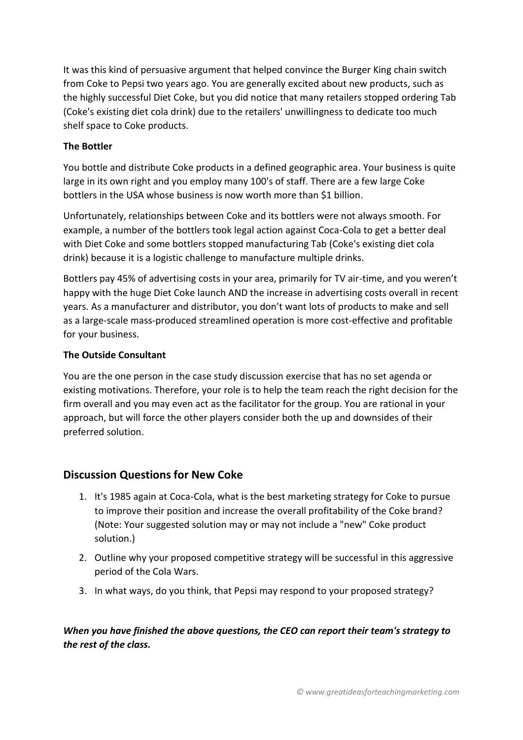It was this kind of persuasive argument that helped convince the Burger King chain switch from Coke to Pepsi two years ago. You are generally excited about new products, such as the highly successful Diet Coke, but you did notice that many retailers stopped ordering Tab (Coke's existing diet cola drink) due to the retailers' unwillingness to dedicate too much shelf space to Coke products.

**The Bottler**

You bottle and distribute Coke products in a defined geographic area. Your business is quite large in its own right and you employ many 100's of staff. There are a few large Coke bottlers in the USA whose business is now worth more than $1 billion.

Unfortunately, relationships between Coke and its bottlers were not always smooth. For example, a number of the bottlers took legal action against Coca-Cola to get a better deal with Diet Coke and some bottlers stopped manufacturing Tab (Coke's existing diet cola drink) because it is a logistic challenge to manufacture multiple drinks.

Bottlers pay 45% of advertising costs in your area, primarily for TV air-time, and you weren't happy with the huge Diet Coke launch AND the increase in advertising costs overall in recent years. As a manufacturer and distributor, you don't want lots of products to make and sell as a large-scale mass-produced streamlined operation is more cost-effective and profitable for your business.

**The Outside Consultant**

You are the one person in the case study discussion exercise that has no set agenda or existing motivations. Therefore, your role is to help the team reach the right decision for the firm overall and you may even act as the facilitator for the group. You are rational in your approach, but will force the other players consider both the up and downsides of their preferred solution.

## Discussion Questions for New Coke

1. It's 1985 again at Coca-Cola, what is the best marketing strategy for Coke to pursue to improve their position and increase the overall profitability of the Coke brand? (Note: Your suggested solution may or may not include a "new" Coke product solution.)
2. Outline why your proposed competitive strategy will be successful in this aggressive period of the Cola Wars.
3. In what ways, do you think, that Pepsi may respond to your proposed strategy?

***When you have finished the above questions, the CEO can report their team's strategy to the rest of the class.***